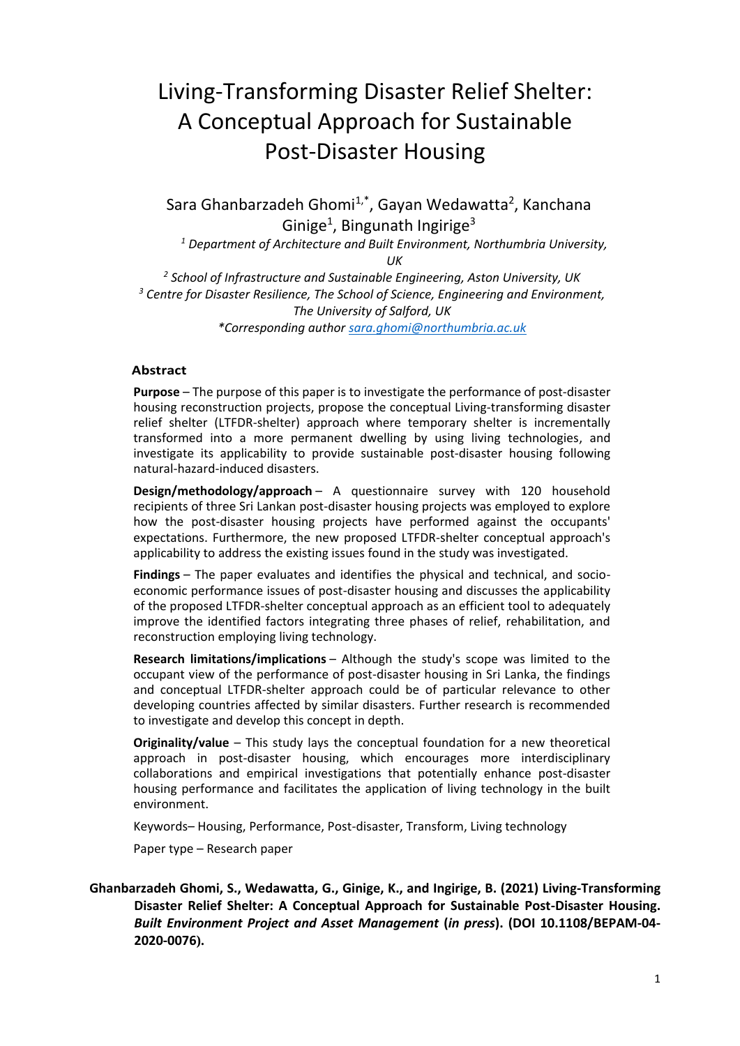# Living-Transforming Disaster Relief Shelter: A Conceptual Approach for Sustainable Post-Disaster Housing

Sara Ghanbarzadeh Ghomi[1,*], Gayan Wedawatta[2], Kanchana Ginige[1], Bingunath Ingirige[3]

*[1] Department of Architecture and Built Environment, Northumbria University, UK*

*[2] School of Infrastructure and Sustainable Engineering, Aston University, UK*

*[3] Centre for Disaster Resilience, The School of Science, Engineering and Environment, The University of Salford, UK*

*\*Corresponding author sara.ghomi@northumbria.ac.uk*

## Abstract

**Purpose** – The purpose of this paper is to investigate the performance of post-disaster housing reconstruction projects, propose the conceptual Living-transforming disaster relief shelter (LTFDR-shelter) approach where temporary shelter is incrementally transformed into a more permanent dwelling by using living technologies, and investigate its applicability to provide sustainable post-disaster housing following natural-hazard-induced disasters.

**Design/methodology/approach** – A questionnaire survey with 120 household recipients of three Sri Lankan post-disaster housing projects was employed to explore how the post-disaster housing projects have performed against the occupants' expectations. Furthermore, the new proposed LTFDR-shelter conceptual approach's applicability to address the existing issues found in the study was investigated.

**Findings** – The paper evaluates and identifies the physical and technical, and socio-economic performance issues of post-disaster housing and discusses the applicability of the proposed LTFDR-shelter conceptual approach as an efficient tool to adequately improve the identified factors integrating three phases of relief, rehabilitation, and reconstruction employing living technology.

**Research limitations/implications** – Although the study's scope was limited to the occupant view of the performance of post-disaster housing in Sri Lanka, the findings and conceptual LTFDR-shelter approach could be of particular relevance to other developing countries affected by similar disasters. Further research is recommended to investigate and develop this concept in depth.

**Originality/value** – This study lays the conceptual foundation for a new theoretical approach in post-disaster housing, which encourages more interdisciplinary collaborations and empirical investigations that potentially enhance post-disaster housing performance and facilitates the application of living technology in the built environment.

Keywords– Housing, Performance, Post-disaster, Transform, Living technology

Paper type – Research paper

**Ghanbarzadeh Ghomi, S., Wedawatta, G., Ginige, K., and Ingirige, B. (2021) Living-Transforming Disaster Relief Shelter: A Conceptual Approach for Sustainable Post-Disaster Housing. *Built Environment Project and Asset Management* (*in press*). (DOI 10.1108/BEPAM-04-2020-0076).**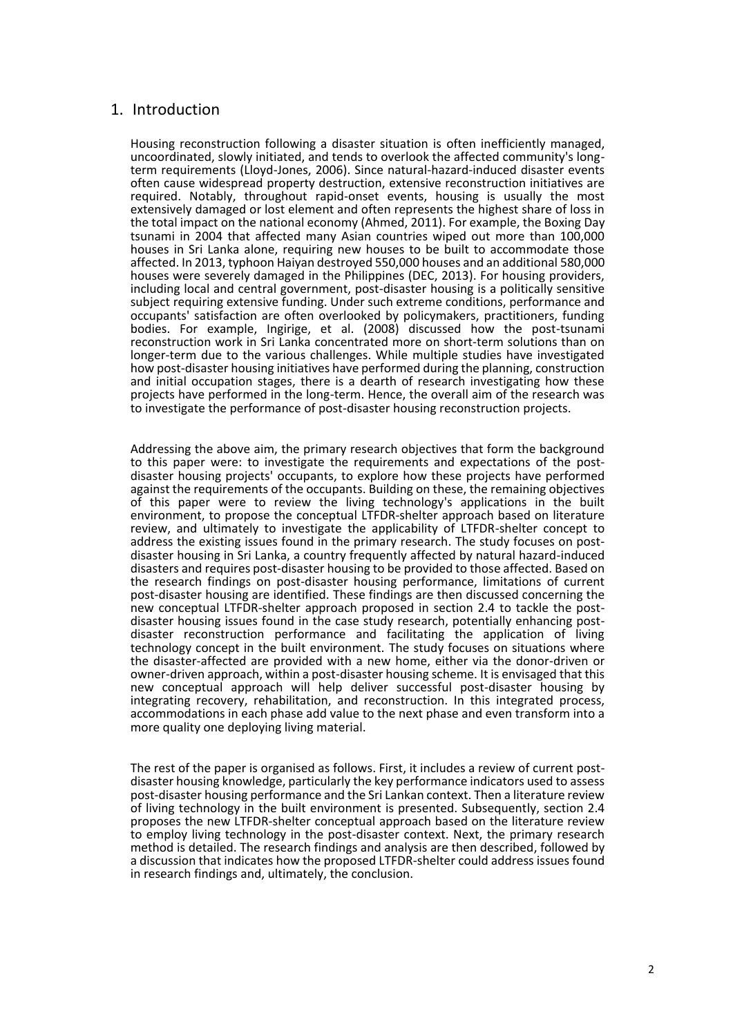# 1. Introduction

Housing reconstruction following a disaster situation is often inefficiently managed, uncoordinated, slowly initiated, and tends to overlook the affected community's long-term requirements (Lloyd-Jones, 2006). Since natural-hazard-induced disaster events often cause widespread property destruction, extensive reconstruction initiatives are required. Notably, throughout rapid-onset events, housing is usually the most extensively damaged or lost element and often represents the highest share of loss in the total impact on the national economy (Ahmed, 2011). For example, the Boxing Day tsunami in 2004 that affected many Asian countries wiped out more than 100,000 houses in Sri Lanka alone, requiring new houses to be built to accommodate those affected. In 2013, typhoon Haiyan destroyed 550,000 houses and an additional 580,000 houses were severely damaged in the Philippines (DEC, 2013). For housing providers, including local and central government, post-disaster housing is a politically sensitive subject requiring extensive funding. Under such extreme conditions, performance and occupants' satisfaction are often overlooked by policymakers, practitioners, funding bodies. For example, Ingirige, et al. (2008) discussed how the post-tsunami reconstruction work in Sri Lanka concentrated more on short-term solutions than on longer-term due to the various challenges. While multiple studies have investigated how post-disaster housing initiatives have performed during the planning, construction and initial occupation stages, there is a dearth of research investigating how these projects have performed in the long-term. Hence, the overall aim of the research was to investigate the performance of post-disaster housing reconstruction projects.

Addressing the above aim, the primary research objectives that form the background to this paper were: to investigate the requirements and expectations of the post-disaster housing projects' occupants, to explore how these projects have performed against the requirements of the occupants. Building on these, the remaining objectives of this paper were to review the living technology's applications in the built environment, to propose the conceptual LTFDR-shelter approach based on literature review, and ultimately to investigate the applicability of LTFDR-shelter concept to address the existing issues found in the primary research. The study focuses on post-disaster housing in Sri Lanka, a country frequently affected by natural hazard-induced disasters and requires post-disaster housing to be provided to those affected. Based on the research findings on post-disaster housing performance, limitations of current post-disaster housing are identified. These findings are then discussed concerning the new conceptual LTFDR-shelter approach proposed in section 2.4 to tackle the post-disaster housing issues found in the case study research, potentially enhancing post-disaster reconstruction performance and facilitating the application of living technology concept in the built environment. The study focuses on situations where the disaster-affected are provided with a new home, either via the donor-driven or owner-driven approach, within a post-disaster housing scheme. It is envisaged that this new conceptual approach will help deliver successful post-disaster housing by integrating recovery, rehabilitation, and reconstruction. In this integrated process, accommodations in each phase add value to the next phase and even transform into a more quality one deploying living material.

The rest of the paper is organised as follows. First, it includes a review of current post-disaster housing knowledge, particularly the key performance indicators used to assess post-disaster housing performance and the Sri Lankan context. Then a literature review of living technology in the built environment is presented. Subsequently, section 2.4 proposes the new LTFDR-shelter conceptual approach based on the literature review to employ living technology in the post-disaster context. Next, the primary research method is detailed. The research findings and analysis are then described, followed by a discussion that indicates how the proposed LTFDR-shelter could address issues found in research findings and, ultimately, the conclusion.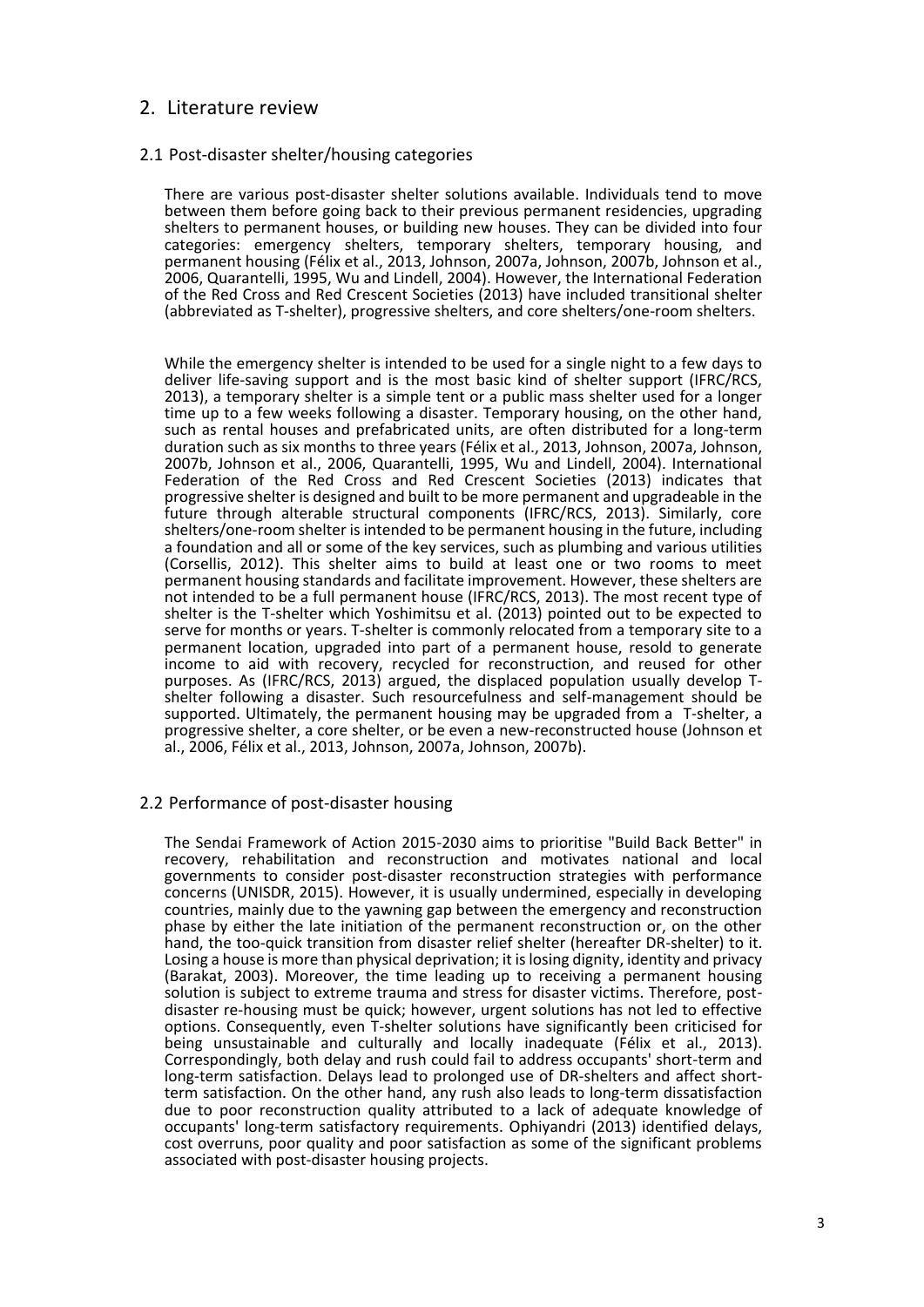## 2. Literature review

### 2.1 Post-disaster shelter/housing categories

There are various post-disaster shelter solutions available. Individuals tend to move between them before going back to their previous permanent residencies, upgrading shelters to permanent houses, or building new houses. They can be divided into four categories: emergency shelters, temporary shelters, temporary housing, and permanent housing (Félix et al., 2013, Johnson, 2007a, Johnson, 2007b, Johnson et al., 2006, Quarantelli, 1995, Wu and Lindell, 2004). However, the International Federation of the Red Cross and Red Crescent Societies (2013) have included transitional shelter (abbreviated as T-shelter), progressive shelters, and core shelters/one-room shelters.

While the emergency shelter is intended to be used for a single night to a few days to deliver life-saving support and is the most basic kind of shelter support (IFRC/RCS, 2013), a temporary shelter is a simple tent or a public mass shelter used for a longer time up to a few weeks following a disaster. Temporary housing, on the other hand, such as rental houses and prefabricated units, are often distributed for a long-term duration such as six months to three years (Félix et al., 2013, Johnson, 2007a, Johnson, 2007b, Johnson et al., 2006, Quarantelli, 1995, Wu and Lindell, 2004). International Federation of the Red Cross and Red Crescent Societies (2013) indicates that progressive shelter is designed and built to be more permanent and upgradeable in the future through alterable structural components (IFRC/RCS, 2013). Similarly, core shelters/one-room shelter is intended to be permanent housing in the future, including a foundation and all or some of the key services, such as plumbing and various utilities (Corsellis, 2012). This shelter aims to build at least one or two rooms to meet permanent housing standards and facilitate improvement. However, these shelters are not intended to be a full permanent house (IFRC/RCS, 2013). The most recent type of shelter is the T-shelter which Yoshimitsu et al. (2013) pointed out to be expected to serve for months or years. T-shelter is commonly relocated from a temporary site to a permanent location, upgraded into part of a permanent house, resold to generate income to aid with recovery, recycled for reconstruction, and reused for other purposes. As (IFRC/RCS, 2013) argued, the displaced population usually develop T-shelter following a disaster. Such resourcefulness and self-management should be supported. Ultimately, the permanent housing may be upgraded from a T-shelter, a progressive shelter, a core shelter, or be even a new-reconstructed house (Johnson et al., 2006, Félix et al., 2013, Johnson, 2007a, Johnson, 2007b).

### 2.2 Performance of post-disaster housing

The Sendai Framework of Action 2015-2030 aims to prioritise "Build Back Better" in recovery, rehabilitation and reconstruction and motivates national and local governments to consider post-disaster reconstruction strategies with performance concerns (UNISDR, 2015). However, it is usually undermined, especially in developing countries, mainly due to the yawning gap between the emergency and reconstruction phase by either the late initiation of the permanent reconstruction or, on the other hand, the too-quick transition from disaster relief shelter (hereafter DR-shelter) to it. Losing a house is more than physical deprivation; it is losing dignity, identity and privacy (Barakat, 2003). Moreover, the time leading up to receiving a permanent housing solution is subject to extreme trauma and stress for disaster victims. Therefore, post-disaster re-housing must be quick; however, urgent solutions has not led to effective options. Consequently, even T-shelter solutions have significantly been criticised for being unsustainable and culturally and locally inadequate (Félix et al., 2013). Correspondingly, both delay and rush could fail to address occupants' short-term and long-term satisfaction. Delays lead to prolonged use of DR-shelters and affect short-term satisfaction. On the other hand, any rush also leads to long-term dissatisfaction due to poor reconstruction quality attributed to a lack of adequate knowledge of occupants' long-term satisfactory requirements. Ophiyandri (2013) identified delays, cost overruns, poor quality and poor satisfaction as some of the significant problems associated with post-disaster housing projects.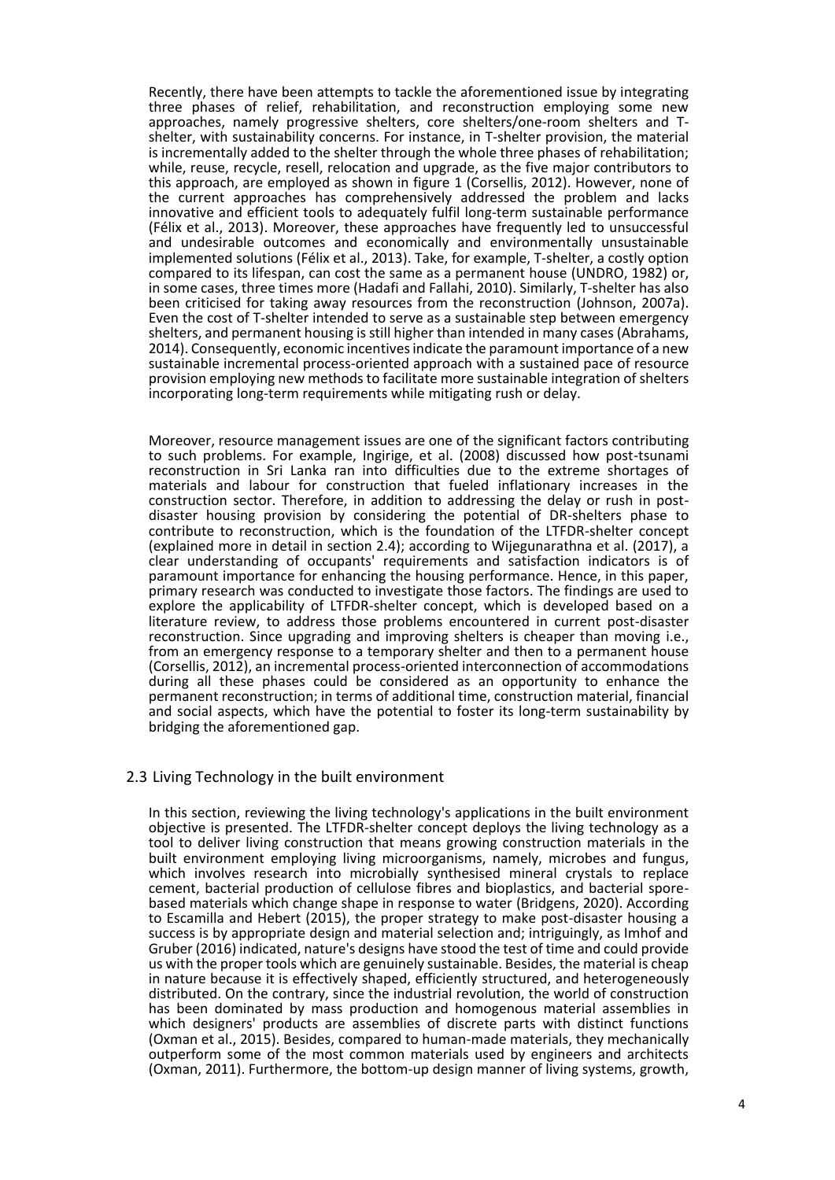Recently, there have been attempts to tackle the aforementioned issue by integrating three phases of relief, rehabilitation, and reconstruction employing some new approaches, namely progressive shelters, core shelters/one-room shelters and T-shelter, with sustainability concerns. For instance, in T-shelter provision, the material is incrementally added to the shelter through the whole three phases of rehabilitation; while, reuse, recycle, resell, relocation and upgrade, as the five major contributors to this approach, are employed as shown in figure 1 (Corsellis, 2012). However, none of the current approaches has comprehensively addressed the problem and lacks innovative and efficient tools to adequately fulfil long-term sustainable performance (Félix et al., 2013). Moreover, these approaches have frequently led to unsuccessful and undesirable outcomes and economically and environmentally unsustainable implemented solutions (Félix et al., 2013). Take, for example, T-shelter, a costly option compared to its lifespan, can cost the same as a permanent house (UNDRO, 1982) or, in some cases, three times more (Hadafi and Fallahi, 2010). Similarly, T-shelter has also been criticised for taking away resources from the reconstruction (Johnson, 2007a). Even the cost of T-shelter intended to serve as a sustainable step between emergency shelters, and permanent housing is still higher than intended in many cases (Abrahams, 2014). Consequently, economic incentives indicate the paramount importance of a new sustainable incremental process-oriented approach with a sustained pace of resource provision employing new methods to facilitate more sustainable integration of shelters incorporating long-term requirements while mitigating rush or delay.

Moreover, resource management issues are one of the significant factors contributing to such problems. For example, Ingirige, et al. (2008) discussed how post-tsunami reconstruction in Sri Lanka ran into difficulties due to the extreme shortages of materials and labour for construction that fueled inflationary increases in the construction sector. Therefore, in addition to addressing the delay or rush in post-disaster housing provision by considering the potential of DR-shelters phase to contribute to reconstruction, which is the foundation of the LTFDR-shelter concept (explained more in detail in section 2.4); according to Wijegunarathna et al. (2017), a clear understanding of occupants' requirements and satisfaction indicators is of paramount importance for enhancing the housing performance. Hence, in this paper, primary research was conducted to investigate those factors. The findings are used to explore the applicability of LTFDR-shelter concept, which is developed based on a literature review, to address those problems encountered in current post-disaster reconstruction. Since upgrading and improving shelters is cheaper than moving i.e., from an emergency response to a temporary shelter and then to a permanent house (Corsellis, 2012), an incremental process-oriented interconnection of accommodations during all these phases could be considered as an opportunity to enhance the permanent reconstruction; in terms of additional time, construction material, financial and social aspects, which have the potential to foster its long-term sustainability by bridging the aforementioned gap.

## 2.3 Living Technology in the built environment

In this section, reviewing the living technology's applications in the built environment objective is presented. The LTFDR-shelter concept deploys the living technology as a tool to deliver living construction that means growing construction materials in the built environment employing living microorganisms, namely, microbes and fungus, which involves research into microbially synthesised mineral crystals to replace cement, bacterial production of cellulose fibres and bioplastics, and bacterial spore-based materials which change shape in response to water (Bridgens, 2020). According to Escamilla and Hebert (2015), the proper strategy to make post-disaster housing a success is by appropriate design and material selection and; intriguingly, as Imhof and Gruber (2016) indicated, nature's designs have stood the test of time and could provide us with the proper tools which are genuinely sustainable. Besides, the material is cheap in nature because it is effectively shaped, efficiently structured, and heterogeneously distributed. On the contrary, since the industrial revolution, the world of construction has been dominated by mass production and homogenous material assemblies in which designers' products are assemblies of discrete parts with distinct functions (Oxman et al., 2015). Besides, compared to human-made materials, they mechanically outperform some of the most common materials used by engineers and architects (Oxman, 2011). Furthermore, the bottom-up design manner of living systems, growth,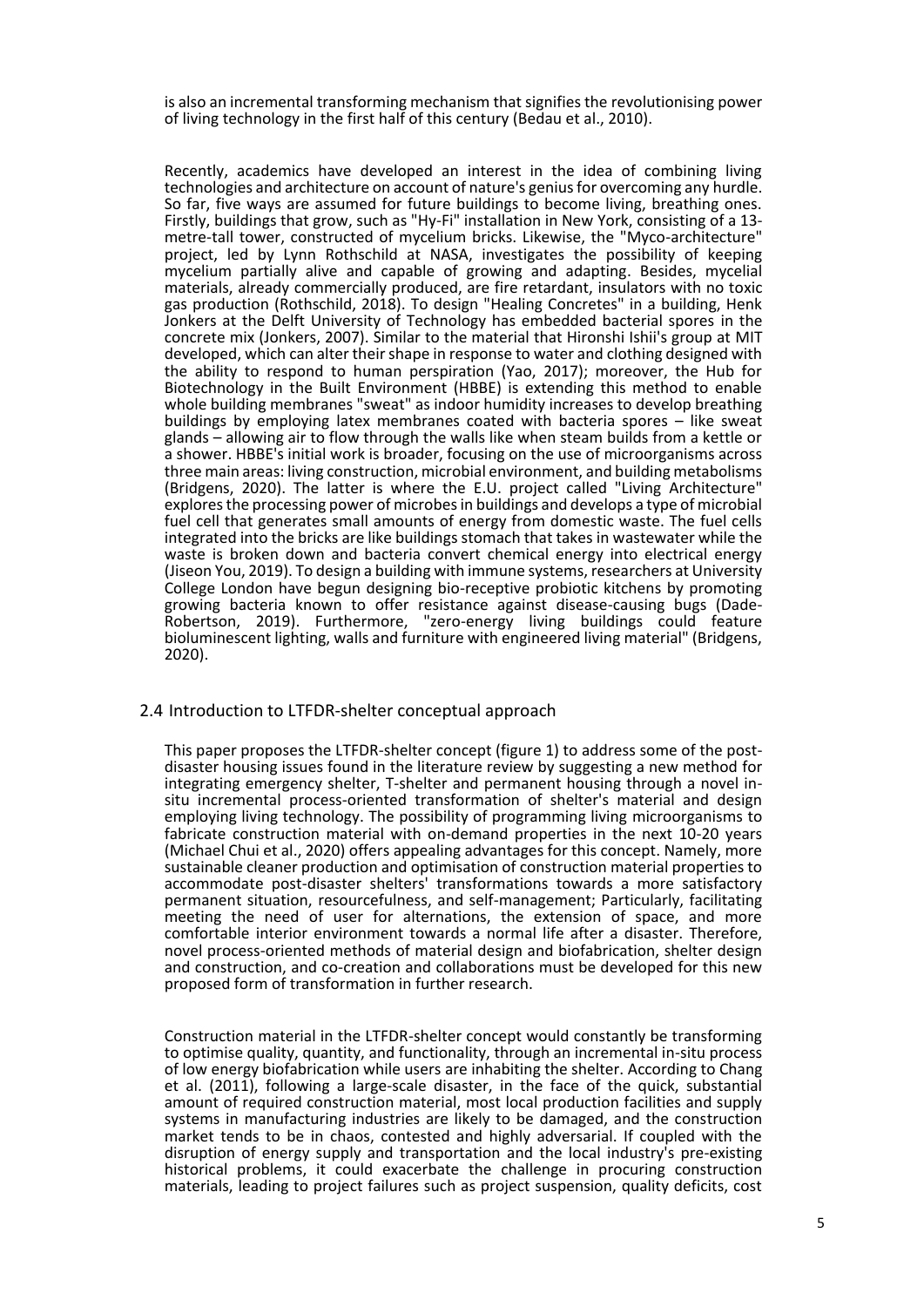is also an incremental transforming mechanism that signifies the revolutionising power of living technology in the first half of this century (Bedau et al., 2010).

Recently, academics have developed an interest in the idea of combining living technologies and architecture on account of nature's genius for overcoming any hurdle. So far, five ways are assumed for future buildings to become living, breathing ones. Firstly, buildings that grow, such as "Hy-Fi" installation in New York, consisting of a 13-metre-tall tower, constructed of mycelium bricks. Likewise, the "Myco-architecture" project, led by Lynn Rothschild at NASA, investigates the possibility of keeping mycelium partially alive and capable of growing and adapting. Besides, mycelial materials, already commercially produced, are fire retardant, insulators with no toxic gas production (Rothschild, 2018). To design "Healing Concretes" in a building, Henk Jonkers at the Delft University of Technology has embedded bacterial spores in the concrete mix (Jonkers, 2007). Similar to the material that Hironshi Ishii's group at MIT developed, which can alter their shape in response to water and clothing designed with the ability to respond to human perspiration (Yao, 2017); moreover, the Hub for Biotechnology in the Built Environment (HBBE) is extending this method to enable whole building membranes "sweat" as indoor humidity increases to develop breathing buildings by employing latex membranes coated with bacteria spores – like sweat glands – allowing air to flow through the walls like when steam builds from a kettle or a shower. HBBE's initial work is broader, focusing on the use of microorganisms across three main areas: living construction, microbial environment, and building metabolisms (Bridgens, 2020). The latter is where the E.U. project called "Living Architecture" explores the processing power of microbes in buildings and develops a type of microbial fuel cell that generates small amounts of energy from domestic waste. The fuel cells integrated into the bricks are like buildings stomach that takes in wastewater while the waste is broken down and bacteria convert chemical energy into electrical energy (Jiseon You, 2019). To design a building with immune systems, researchers at University College London have begun designing bio-receptive probiotic kitchens by promoting growing bacteria known to offer resistance against disease-causing bugs (Dade-Robertson, 2019). Furthermore, "zero-energy living buildings could feature bioluminescent lighting, walls and furniture with engineered living material" (Bridgens, 2020).

## 2.4 Introduction to LTFDR-shelter conceptual approach

This paper proposes the LTFDR-shelter concept (figure 1) to address some of the post-disaster housing issues found in the literature review by suggesting a new method for integrating emergency shelter, T-shelter and permanent housing through a novel in-situ incremental process-oriented transformation of shelter's material and design employing living technology. The possibility of programming living microorganisms to fabricate construction material with on-demand properties in the next 10-20 years (Michael Chui et al., 2020) offers appealing advantages for this concept. Namely, more sustainable cleaner production and optimisation of construction material properties to accommodate post-disaster shelters' transformations towards a more satisfactory permanent situation, resourcefulness, and self-management; Particularly, facilitating meeting the need of user for alternations, the extension of space, and more comfortable interior environment towards a normal life after a disaster. Therefore, novel process-oriented methods of material design and biofabrication, shelter design and construction, and co-creation and collaborations must be developed for this new proposed form of transformation in further research.

Construction material in the LTFDR-shelter concept would constantly be transforming to optimise quality, quantity, and functionality, through an incremental in-situ process of low energy biofabrication while users are inhabiting the shelter. According to Chang et al. (2011), following a large-scale disaster, in the face of the quick, substantial amount of required construction material, most local production facilities and supply systems in manufacturing industries are likely to be damaged, and the construction market tends to be in chaos, contested and highly adversarial. If coupled with the disruption of energy supply and transportation and the local industry's pre-existing historical problems, it could exacerbate the challenge in procuring construction materials, leading to project failures such as project suspension, quality deficits, cost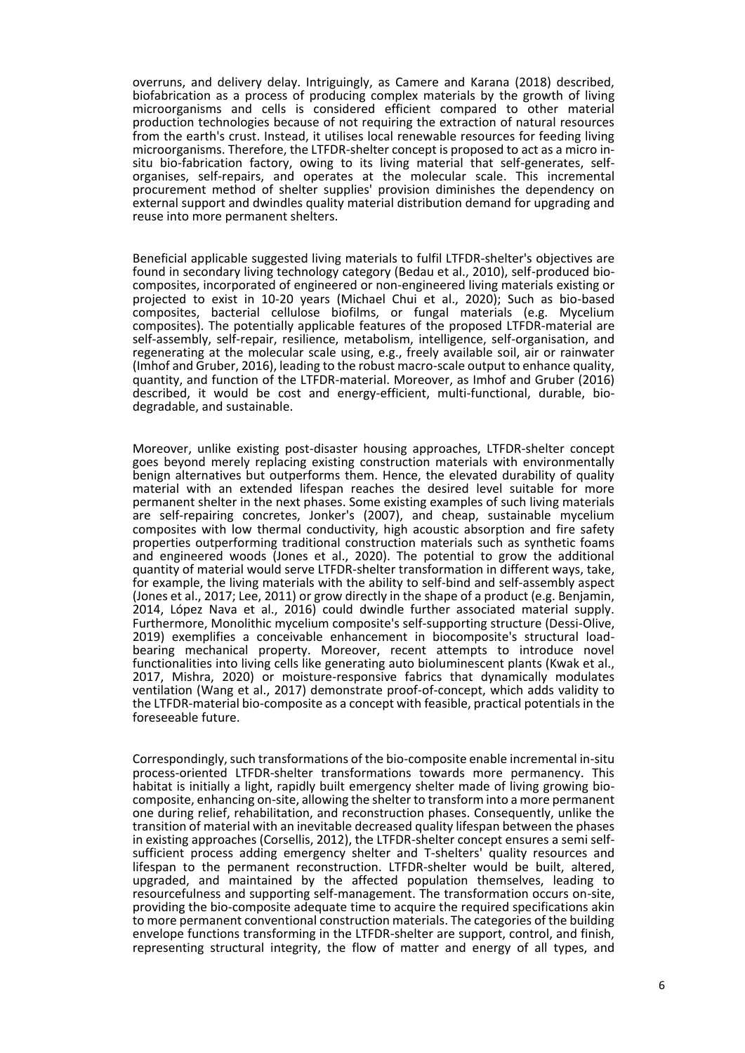overruns, and delivery delay. Intriguingly, as Camere and Karana (2018) described, biofabrication as a process of producing complex materials by the growth of living microorganisms and cells is considered efficient compared to other material production technologies because of not requiring the extraction of natural resources from the earth's crust. Instead, it utilises local renewable resources for feeding living microorganisms. Therefore, the LTFDR-shelter concept is proposed to act as a micro in-situ bio-fabrication factory, owing to its living material that self-generates, self-organises, self-repairs, and operates at the molecular scale. This incremental procurement method of shelter supplies' provision diminishes the dependency on external support and dwindles quality material distribution demand for upgrading and reuse into more permanent shelters.

Beneficial applicable suggested living materials to fulfil LTFDR-shelter's objectives are found in secondary living technology category (Bedau et al., 2010), self-produced bio-composites, incorporated of engineered or non-engineered living materials existing or projected to exist in 10-20 years (Michael Chui et al., 2020); Such as bio-based composites, bacterial cellulose biofilms, or fungal materials (e.g. Mycelium composites). The potentially applicable features of the proposed LTFDR-material are self-assembly, self-repair, resilience, metabolism, intelligence, self-organisation, and regenerating at the molecular scale using, e.g., freely available soil, air or rainwater (Imhof and Gruber, 2016), leading to the robust macro-scale output to enhance quality, quantity, and function of the LTFDR-material. Moreover, as Imhof and Gruber (2016) described, it would be cost and energy-efficient, multi-functional, durable, bio-degradable, and sustainable.

Moreover, unlike existing post-disaster housing approaches, LTFDR-shelter concept goes beyond merely replacing existing construction materials with environmentally benign alternatives but outperforms them. Hence, the elevated durability of quality material with an extended lifespan reaches the desired level suitable for more permanent shelter in the next phases. Some existing examples of such living materials are self-repairing concretes, Jonker's (2007), and cheap, sustainable mycelium composites with low thermal conductivity, high acoustic absorption and fire safety properties outperforming traditional construction materials such as synthetic foams and engineered woods (Jones et al., 2020). The potential to grow the additional quantity of material would serve LTFDR-shelter transformation in different ways, take, for example, the living materials with the ability to self-bind and self-assembly aspect (Jones et al., 2017; Lee, 2011) or grow directly in the shape of a product (e.g. Benjamin, 2014, López Nava et al., 2016) could dwindle further associated material supply. Furthermore, Monolithic mycelium composite's self-supporting structure (Dessi-Olive, 2019) exemplifies a conceivable enhancement in biocomposite's structural load-bearing mechanical property. Moreover, recent attempts to introduce novel functionalities into living cells like generating auto bioluminescent plants (Kwak et al., 2017, Mishra, 2020) or moisture-responsive fabrics that dynamically modulates ventilation (Wang et al., 2017) demonstrate proof-of-concept, which adds validity to the LTFDR-material bio-composite as a concept with feasible, practical potentials in the foreseeable future.

Correspondingly, such transformations of the bio-composite enable incremental in-situ process-oriented LTFDR-shelter transformations towards more permanency. This habitat is initially a light, rapidly built emergency shelter made of living growing bio-composite, enhancing on-site, allowing the shelter to transform into a more permanent one during relief, rehabilitation, and reconstruction phases. Consequently, unlike the transition of material with an inevitable decreased quality lifespan between the phases in existing approaches (Corsellis, 2012), the LTFDR-shelter concept ensures a semi self-sufficient process adding emergency shelter and T-shelters' quality resources and lifespan to the permanent reconstruction. LTFDR-shelter would be built, altered, upgraded, and maintained by the affected population themselves, leading to resourcefulness and supporting self-management. The transformation occurs on-site, providing the bio-composite adequate time to acquire the required specifications akin to more permanent conventional construction materials. The categories of the building envelope functions transforming in the LTFDR-shelter are support, control, and finish, representing structural integrity, the flow of matter and energy of all types, and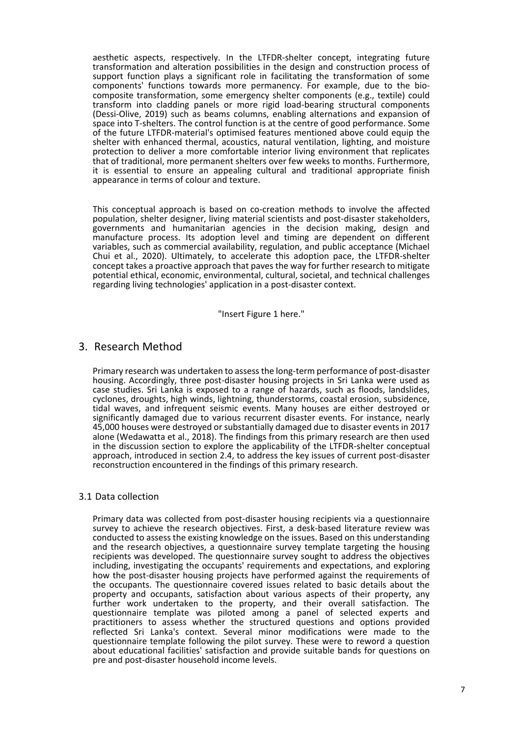aesthetic aspects, respectively. In the LTFDR-shelter concept, integrating future transformation and alteration possibilities in the design and construction process of support function plays a significant role in facilitating the transformation of some components' functions towards more permanency. For example, due to the bio-composite transformation, some emergency shelter components (e.g., textile) could transform into cladding panels or more rigid load-bearing structural components (Dessi-Olive, 2019) such as beams columns, enabling alternations and expansion of space into T-shelters. The control function is at the centre of good performance. Some of the future LTFDR-material's optimised features mentioned above could equip the shelter with enhanced thermal, acoustics, natural ventilation, lighting, and moisture protection to deliver a more comfortable interior living environment that replicates that of traditional, more permanent shelters over few weeks to months. Furthermore, it is essential to ensure an appealing cultural and traditional appropriate finish appearance in terms of colour and texture.

This conceptual approach is based on co-creation methods to involve the affected population, shelter designer, living material scientists and post-disaster stakeholders, governments and humanitarian agencies in the decision making, design and manufacture process. Its adoption level and timing are dependent on different variables, such as commercial availability, regulation, and public acceptance (Michael Chui et al., 2020). Ultimately, to accelerate this adoption pace, the LTFDR-shelter concept takes a proactive approach that paves the way for further research to mitigate potential ethical, economic, environmental, cultural, societal, and technical challenges regarding living technologies' application in a post-disaster context.

"Insert Figure 1 here."

## 3. Research Method

Primary research was undertaken to assess the long-term performance of post-disaster housing. Accordingly, three post-disaster housing projects in Sri Lanka were used as case studies. Sri Lanka is exposed to a range of hazards, such as floods, landslides, cyclones, droughts, high winds, lightning, thunderstorms, coastal erosion, subsidence, tidal waves, and infrequent seismic events. Many houses are either destroyed or significantly damaged due to various recurrent disaster events. For instance, nearly 45,000 houses were destroyed or substantially damaged due to disaster events in 2017 alone (Wedawatta et al., 2018). The findings from this primary research are then used in the discussion section to explore the applicability of the LTFDR-shelter conceptual approach, introduced in section 2.4, to address the key issues of current post-disaster reconstruction encountered in the findings of this primary research.

### 3.1 Data collection

Primary data was collected from post-disaster housing recipients via a questionnaire survey to achieve the research objectives. First, a desk-based literature review was conducted to assess the existing knowledge on the issues. Based on this understanding and the research objectives, a questionnaire survey template targeting the housing recipients was developed. The questionnaire survey sought to address the objectives including, investigating the occupants' requirements and expectations, and exploring how the post-disaster housing projects have performed against the requirements of the occupants. The questionnaire covered issues related to basic details about the property and occupants, satisfaction about various aspects of their property, any further work undertaken to the property, and their overall satisfaction. The questionnaire template was piloted among a panel of selected experts and practitioners to assess whether the structured questions and options provided reflected Sri Lanka's context. Several minor modifications were made to the questionnaire template following the pilot survey. These were to reword a question about educational facilities' satisfaction and provide suitable bands for questions on pre and post-disaster household income levels.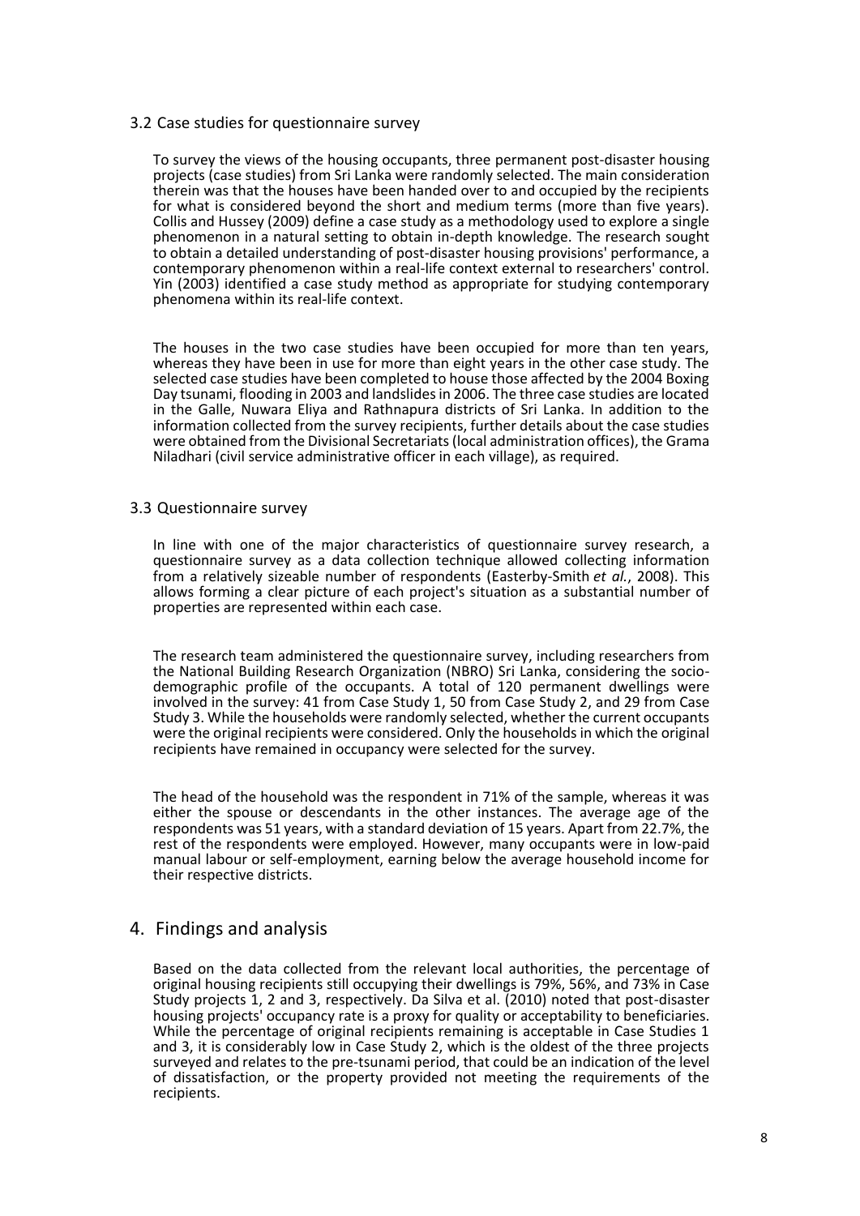### 3.2 Case studies for questionnaire survey

To survey the views of the housing occupants, three permanent post-disaster housing projects (case studies) from Sri Lanka were randomly selected. The main consideration therein was that the houses have been handed over to and occupied by the recipients for what is considered beyond the short and medium terms (more than five years). Collis and Hussey (2009) define a case study as a methodology used to explore a single phenomenon in a natural setting to obtain in-depth knowledge. The research sought to obtain a detailed understanding of post-disaster housing provisions' performance, a contemporary phenomenon within a real-life context external to researchers' control. Yin (2003) identified a case study method as appropriate for studying contemporary phenomena within its real-life context.

The houses in the two case studies have been occupied for more than ten years, whereas they have been in use for more than eight years in the other case study. The selected case studies have been completed to house those affected by the 2004 Boxing Day tsunami, flooding in 2003 and landslides in 2006. The three case studies are located in the Galle, Nuwara Eliya and Rathnapura districts of Sri Lanka. In addition to the information collected from the survey recipients, further details about the case studies were obtained from the Divisional Secretariats (local administration offices), the Grama Niladhari (civil service administrative officer in each village), as required.

### 3.3 Questionnaire survey

In line with one of the major characteristics of questionnaire survey research, a questionnaire survey as a data collection technique allowed collecting information from a relatively sizeable number of respondents (Easterby-Smith *et al.*, 2008). This allows forming a clear picture of each project's situation as a substantial number of properties are represented within each case.

The research team administered the questionnaire survey, including researchers from the National Building Research Organization (NBRO) Sri Lanka, considering the socio-demographic profile of the occupants. A total of 120 permanent dwellings were involved in the survey: 41 from Case Study 1, 50 from Case Study 2, and 29 from Case Study 3. While the households were randomly selected, whether the current occupants were the original recipients were considered. Only the households in which the original recipients have remained in occupancy were selected for the survey.

The head of the household was the respondent in 71% of the sample, whereas it was either the spouse or descendants in the other instances. The average age of the respondents was 51 years, with a standard deviation of 15 years. Apart from 22.7%, the rest of the respondents were employed. However, many occupants were in low-paid manual labour or self-employment, earning below the average household income for their respective districts.

## 4. Findings and analysis

Based on the data collected from the relevant local authorities, the percentage of original housing recipients still occupying their dwellings is 79%, 56%, and 73% in Case Study projects 1, 2 and 3, respectively. Da Silva et al. (2010) noted that post-disaster housing projects' occupancy rate is a proxy for quality or acceptability to beneficiaries. While the percentage of original recipients remaining is acceptable in Case Studies 1 and 3, it is considerably low in Case Study 2, which is the oldest of the three projects surveyed and relates to the pre-tsunami period, that could be an indication of the level of dissatisfaction, or the property provided not meeting the requirements of the recipients.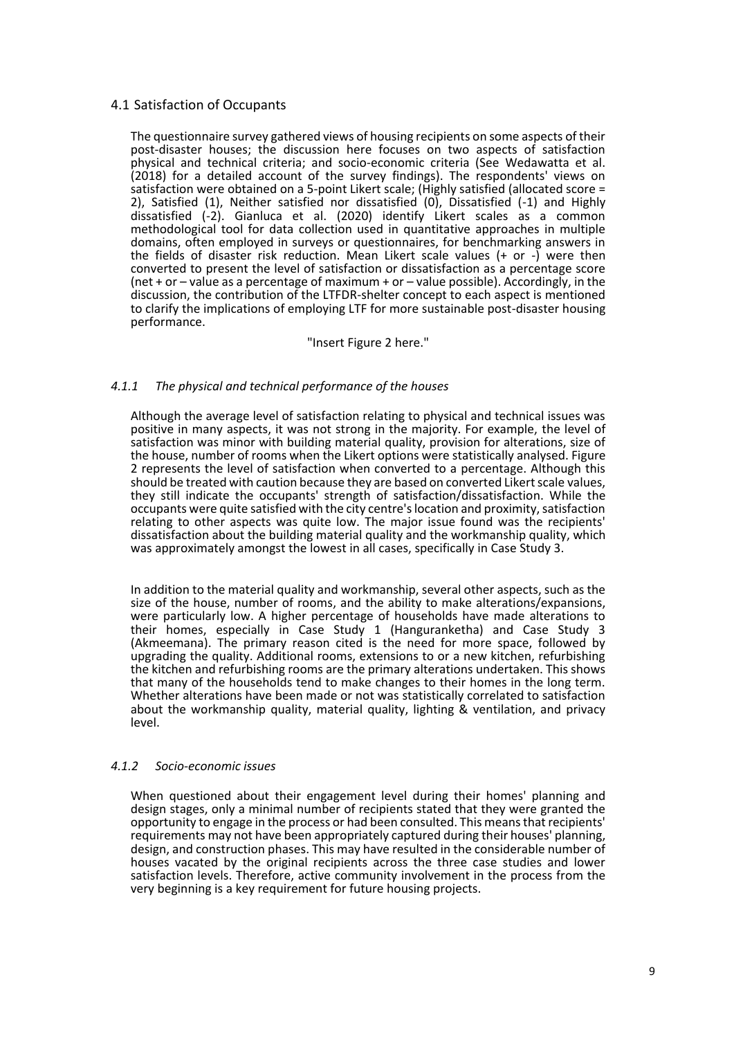## 4.1 Satisfaction of Occupants

The questionnaire survey gathered views of housing recipients on some aspects of their post-disaster houses; the discussion here focuses on two aspects of satisfaction physical and technical criteria; and socio-economic criteria (See Wedawatta et al. (2018) for a detailed account of the survey findings). The respondents' views on satisfaction were obtained on a 5-point Likert scale; (Highly satisfied (allocated score = 2), Satisfied (1), Neither satisfied nor dissatisfied (0), Dissatisfied (-1) and Highly dissatisfied (-2). Gianluca et al. (2020) identify Likert scales as a common methodological tool for data collection used in quantitative approaches in multiple domains, often employed in surveys or questionnaires, for benchmarking answers in the fields of disaster risk reduction. Mean Likert scale values (+ or -) were then converted to present the level of satisfaction or dissatisfaction as a percentage score (net + or – value as a percentage of maximum + or – value possible). Accordingly, in the discussion, the contribution of the LTFDR-shelter concept to each aspect is mentioned to clarify the implications of employing LTF for more sustainable post-disaster housing performance.

"Insert Figure 2 here."

### *4.1.1 The physical and technical performance of the houses*

Although the average level of satisfaction relating to physical and technical issues was positive in many aspects, it was not strong in the majority. For example, the level of satisfaction was minor with building material quality, provision for alterations, size of the house, number of rooms when the Likert options were statistically analysed. Figure 2 represents the level of satisfaction when converted to a percentage. Although this should be treated with caution because they are based on converted Likert scale values, they still indicate the occupants' strength of satisfaction/dissatisfaction. While the occupants were quite satisfied with the city centre's location and proximity, satisfaction relating to other aspects was quite low. The major issue found was the recipients' dissatisfaction about the building material quality and the workmanship quality, which was approximately amongst the lowest in all cases, specifically in Case Study 3.

In addition to the material quality and workmanship, several other aspects, such as the size of the house, number of rooms, and the ability to make alterations/expansions, were particularly low. A higher percentage of households have made alterations to their homes, especially in Case Study 1 (Hanguranketha) and Case Study 3 (Akmeemana). The primary reason cited is the need for more space, followed by upgrading the quality. Additional rooms, extensions to or a new kitchen, refurbishing the kitchen and refurbishing rooms are the primary alterations undertaken. This shows that many of the households tend to make changes to their homes in the long term. Whether alterations have been made or not was statistically correlated to satisfaction about the workmanship quality, material quality, lighting & ventilation, and privacy level.

### *4.1.2 Socio-economic issues*

When questioned about their engagement level during their homes' planning and design stages, only a minimal number of recipients stated that they were granted the opportunity to engage in the process or had been consulted. This means that recipients' requirements may not have been appropriately captured during their houses' planning, design, and construction phases. This may have resulted in the considerable number of houses vacated by the original recipients across the three case studies and lower satisfaction levels. Therefore, active community involvement in the process from the very beginning is a key requirement for future housing projects.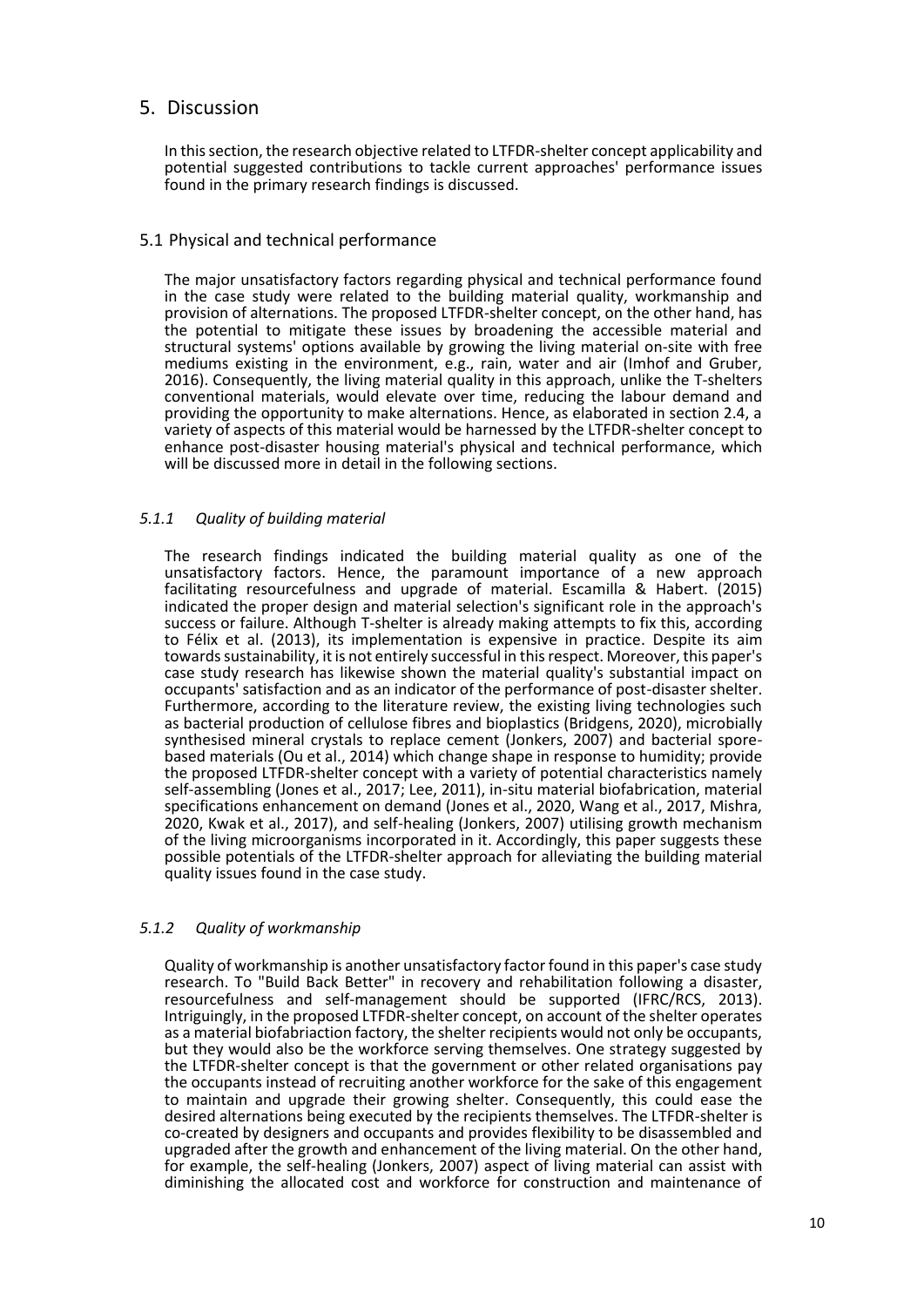# 5. Discussion

In this section, the research objective related to LTFDR-shelter concept applicability and potential suggested contributions to tackle current approaches' performance issues found in the primary research findings is discussed.

## 5.1 Physical and technical performance

The major unsatisfactory factors regarding physical and technical performance found in the case study were related to the building material quality, workmanship and provision of alternations. The proposed LTFDR-shelter concept, on the other hand, has the potential to mitigate these issues by broadening the accessible material and structural systems' options available by growing the living material on-site with free mediums existing in the environment, e.g., rain, water and air (Imhof and Gruber, 2016). Consequently, the living material quality in this approach, unlike the T-shelters conventional materials, would elevate over time, reducing the labour demand and providing the opportunity to make alternations. Hence, as elaborated in section 2.4, a variety of aspects of this material would be harnessed by the LTFDR-shelter concept to enhance post-disaster housing material's physical and technical performance, which will be discussed more in detail in the following sections.

### *5.1.1 Quality of building material*

The research findings indicated the building material quality as one of the unsatisfactory factors. Hence, the paramount importance of a new approach facilitating resourcefulness and upgrade of material. Escamilla & Habert. (2015) indicated the proper design and material selection's significant role in the approach's success or failure. Although T-shelter is already making attempts to fix this, according to Félix et al. (2013), its implementation is expensive in practice. Despite its aim towards sustainability, it is not entirely successful in this respect. Moreover, this paper's case study research has likewise shown the material quality's substantial impact on occupants' satisfaction and as an indicator of the performance of post-disaster shelter. Furthermore, according to the literature review, the existing living technologies such as bacterial production of cellulose fibres and bioplastics (Bridgens, 2020), microbially synthesised mineral crystals to replace cement (Jonkers, 2007) and bacterial spore-based materials (Ou et al., 2014) which change shape in response to humidity; provide the proposed LTFDR-shelter concept with a variety of potential characteristics namely self-assembling (Jones et al., 2017; Lee, 2011), in-situ material biofabrication, material specifications enhancement on demand (Jones et al., 2020, Wang et al., 2017, Mishra, 2020, Kwak et al., 2017), and self-healing (Jonkers, 2007) utilising growth mechanism of the living microorganisms incorporated in it. Accordingly, this paper suggests these possible potentials of the LTFDR-shelter approach for alleviating the building material quality issues found in the case study.

### *5.1.2 Quality of workmanship*

Quality of workmanship is another unsatisfactory factor found in this paper's case study research. To "Build Back Better" in recovery and rehabilitation following a disaster, resourcefulness and self-management should be supported (IFRC/RCS, 2013). Intriguingly, in the proposed LTFDR-shelter concept, on account of the shelter operates as a material biofabriaction factory, the shelter recipients would not only be occupants, but they would also be the workforce serving themselves. One strategy suggested by the LTFDR-shelter concept is that the government or other related organisations pay the occupants instead of recruiting another workforce for the sake of this engagement to maintain and upgrade their growing shelter. Consequently, this could ease the desired alternations being executed by the recipients themselves. The LTFDR-shelter is co-created by designers and occupants and provides flexibility to be disassembled and upgraded after the growth and enhancement of the living material. On the other hand, for example, the self-healing (Jonkers, 2007) aspect of living material can assist with diminishing the allocated cost and workforce for construction and maintenance of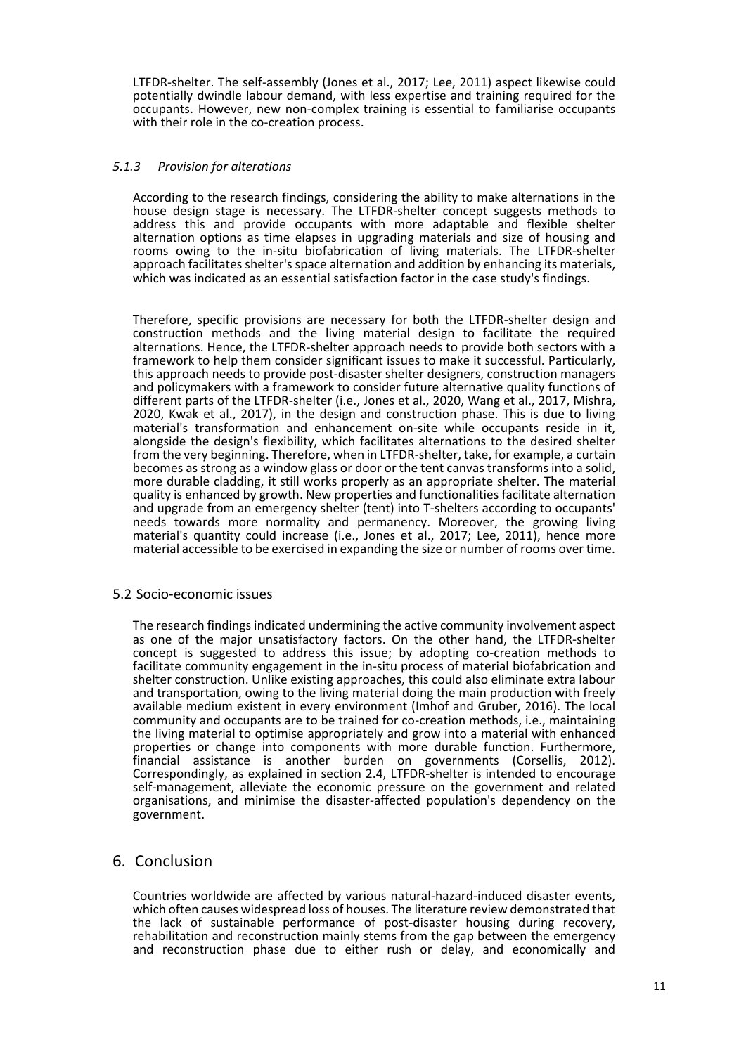LTFDR-shelter. The self-assembly (Jones et al., 2017; Lee, 2011) aspect likewise could potentially dwindle labour demand, with less expertise and training required for the occupants. However, new non-complex training is essential to familiarise occupants with their role in the co-creation process.

#### *5.1.3 Provision for alterations*

According to the research findings, considering the ability to make alternations in the house design stage is necessary. The LTFDR-shelter concept suggests methods to address this and provide occupants with more adaptable and flexible shelter alternation options as time elapses in upgrading materials and size of housing and rooms owing to the in-situ biofabrication of living materials. The LTFDR-shelter approach facilitates shelter's space alternation and addition by enhancing its materials, which was indicated as an essential satisfaction factor in the case study's findings.

Therefore, specific provisions are necessary for both the LTFDR-shelter design and construction methods and the living material design to facilitate the required alternations. Hence, the LTFDR-shelter approach needs to provide both sectors with a framework to help them consider significant issues to make it successful. Particularly, this approach needs to provide post-disaster shelter designers, construction managers and policymakers with a framework to consider future alternative quality functions of different parts of the LTFDR-shelter (i.e., Jones et al., 2020, Wang et al., 2017, Mishra, 2020, Kwak et al., 2017), in the design and construction phase. This is due to living material's transformation and enhancement on-site while occupants reside in it, alongside the design's flexibility, which facilitates alternations to the desired shelter from the very beginning. Therefore, when in LTFDR-shelter, take, for example, a curtain becomes as strong as a window glass or door or the tent canvas transforms into a solid, more durable cladding, it still works properly as an appropriate shelter. The material quality is enhanced by growth. New properties and functionalities facilitate alternation and upgrade from an emergency shelter (tent) into T-shelters according to occupants' needs towards more normality and permanency. Moreover, the growing living material's quantity could increase (i.e., Jones et al., 2017; Lee, 2011), hence more material accessible to be exercised in expanding the size or number of rooms over time.

### 5.2 Socio-economic issues

The research findings indicated undermining the active community involvement aspect as one of the major unsatisfactory factors. On the other hand, the LTFDR-shelter concept is suggested to address this issue; by adopting co-creation methods to facilitate community engagement in the in-situ process of material biofabrication and shelter construction. Unlike existing approaches, this could also eliminate extra labour and transportation, owing to the living material doing the main production with freely available medium existent in every environment (Imhof and Gruber, 2016). The local community and occupants are to be trained for co-creation methods, i.e., maintaining the living material to optimise appropriately and grow into a material with enhanced properties or change into components with more durable function. Furthermore, financial assistance is another burden on governments (Corsellis, 2012). Correspondingly, as explained in section 2.4, LTFDR-shelter is intended to encourage self-management, alleviate the economic pressure on the government and related organisations, and minimise the disaster-affected population's dependency on the government.

## 6. Conclusion

Countries worldwide are affected by various natural-hazard-induced disaster events, which often causes widespread loss of houses. The literature review demonstrated that the lack of sustainable performance of post-disaster housing during recovery, rehabilitation and reconstruction mainly stems from the gap between the emergency and reconstruction phase due to either rush or delay, and economically and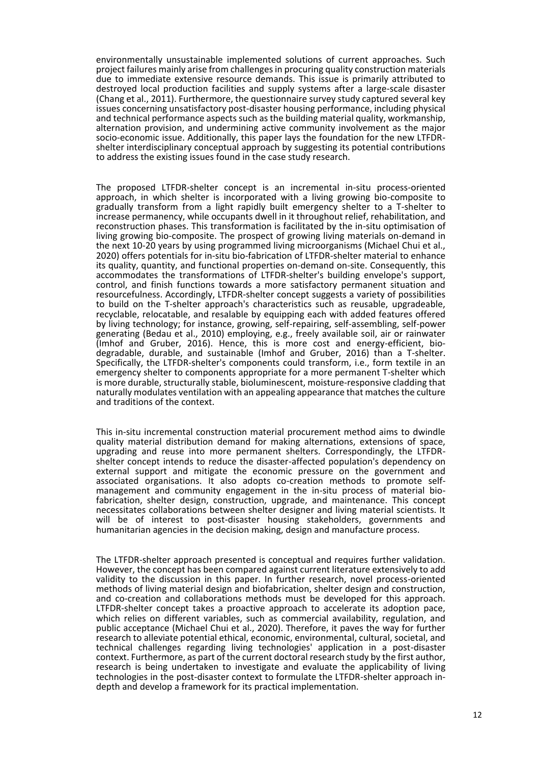environmentally unsustainable implemented solutions of current approaches. Such project failures mainly arise from challenges in procuring quality construction materials due to immediate extensive resource demands. This issue is primarily attributed to destroyed local production facilities and supply systems after a large-scale disaster (Chang et al., 2011). Furthermore, the questionnaire survey study captured several key issues concerning unsatisfactory post-disaster housing performance, including physical and technical performance aspects such as the building material quality, workmanship, alternation provision, and undermining active community involvement as the major socio-economic issue. Additionally, this paper lays the foundation for the new LTFDR-shelter interdisciplinary conceptual approach by suggesting its potential contributions to address the existing issues found in the case study research.

The proposed LTFDR-shelter concept is an incremental in-situ process-oriented approach, in which shelter is incorporated with a living growing bio-composite to gradually transform from a light rapidly built emergency shelter to a T-shelter to increase permanency, while occupants dwell in it throughout relief, rehabilitation, and reconstruction phases. This transformation is facilitated by the in-situ optimisation of living growing bio-composite. The prospect of growing living materials on-demand in the next 10-20 years by using programmed living microorganisms (Michael Chui et al., 2020) offers potentials for in-situ bio-fabrication of LTFDR-shelter material to enhance its quality, quantity, and functional properties on-demand on-site. Consequently, this accommodates the transformations of LTFDR-shelter's building envelope's support, control, and finish functions towards a more satisfactory permanent situation and resourcefulness. Accordingly, LTFDR-shelter concept suggests a variety of possibilities to build on the T-shelter approach's characteristics such as reusable, upgradeable, recyclable, relocatable, and resalable by equipping each with added features offered by living technology; for instance, growing, self-repairing, self-assembling, self-power generating (Bedau et al., 2010) employing, e.g., freely available soil, air or rainwater (Imhof and Gruber, 2016). Hence, this is more cost and energy-efficient, bio-degradable, durable, and sustainable (Imhof and Gruber, 2016) than a T-shelter. Specifically, the LTFDR-shelter's components could transform, i.e., form textile in an emergency shelter to components appropriate for a more permanent T-shelter which is more durable, structurally stable, bioluminescent, moisture-responsive cladding that naturally modulates ventilation with an appealing appearance that matches the culture and traditions of the context.

This in-situ incremental construction material procurement method aims to dwindle quality material distribution demand for making alternations, extensions of space, upgrading and reuse into more permanent shelters. Correspondingly, the LTFDR-shelter concept intends to reduce the disaster-affected population's dependency on external support and mitigate the economic pressure on the government and associated organisations. It also adopts co-creation methods to promote self-management and community engagement in the in-situ process of material bio-fabrication, shelter design, construction, upgrade, and maintenance. This concept necessitates collaborations between shelter designer and living material scientists. It will be of interest to post-disaster housing stakeholders, governments and humanitarian agencies in the decision making, design and manufacture process.

The LTFDR-shelter approach presented is conceptual and requires further validation. However, the concept has been compared against current literature extensively to add validity to the discussion in this paper. In further research, novel process-oriented methods of living material design and biofabrication, shelter design and construction, and co-creation and collaborations methods must be developed for this approach. LTFDR-shelter concept takes a proactive approach to accelerate its adoption pace, which relies on different variables, such as commercial availability, regulation, and public acceptance (Michael Chui et al., 2020). Therefore, it paves the way for further research to alleviate potential ethical, economic, environmental, cultural, societal, and technical challenges regarding living technologies' application in a post-disaster context. Furthermore, as part of the current doctoral research study by the first author, research is being undertaken to investigate and evaluate the applicability of living technologies in the post-disaster context to formulate the LTFDR-shelter approach in-depth and develop a framework for its practical implementation.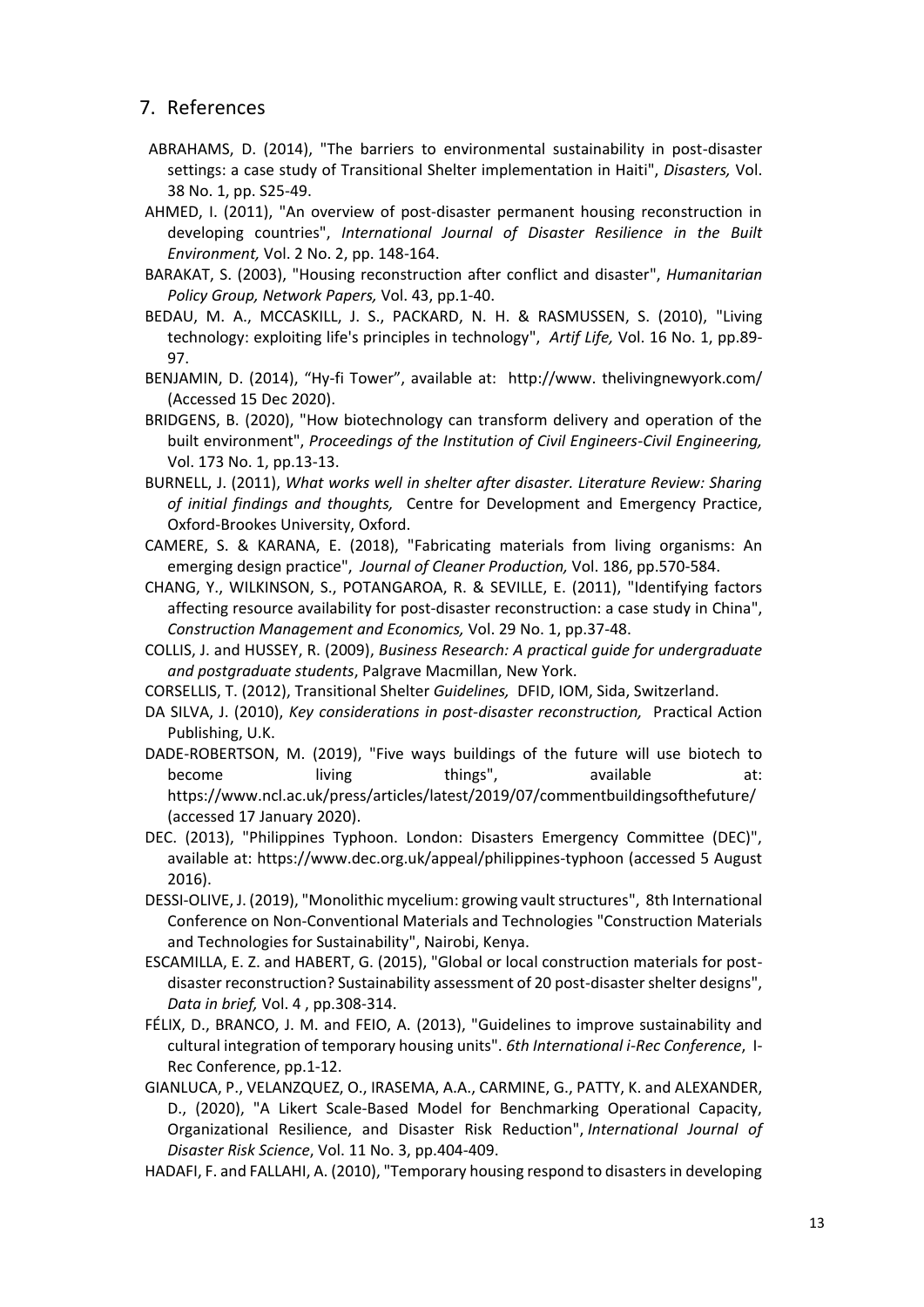## 7. References

ABRAHAMS, D. (2014), "The barriers to environmental sustainability in post-disaster settings: a case study of Transitional Shelter implementation in Haiti", *Disasters,* Vol. 38 No. 1, pp. S25-49.

AHMED, I. (2011), "An overview of post-disaster permanent housing reconstruction in developing countries", *International Journal of Disaster Resilience in the Built Environment,* Vol. 2 No. 2, pp. 148-164.

BARAKAT, S. (2003), "Housing reconstruction after conflict and disaster", *Humanitarian Policy Group, Network Papers,* Vol. 43, pp.1-40.

BEDAU, M. A., MCCASKILL, J. S., PACKARD, N. H. & RASMUSSEN, S. (2010), "Living technology: exploiting life's principles in technology", *Artif Life,* Vol. 16 No. 1, pp.89-97.

BENJAMIN, D. (2014), "Hy-fi Tower", available at: http://www. thelivingnewyork.com/ (Accessed 15 Dec 2020).

BRIDGENS, B. (2020), "How biotechnology can transform delivery and operation of the built environment", *Proceedings of the Institution of Civil Engineers-Civil Engineering,* Vol. 173 No. 1, pp.13-13.

BURNELL, J. (2011), *What works well in shelter after disaster. Literature Review: Sharing of initial findings and thoughts,* Centre for Development and Emergency Practice, Oxford-Brookes University, Oxford.

CAMERE, S. & KARANA, E. (2018), "Fabricating materials from living organisms: An emerging design practice", *Journal of Cleaner Production,* Vol. 186, pp.570-584.

CHANG, Y., WILKINSON, S., POTANGAROA, R. & SEVILLE, E. (2011), "Identifying factors affecting resource availability for post-disaster reconstruction: a case study in China", *Construction Management and Economics,* Vol. 29 No. 1, pp.37-48.

COLLIS, J. and HUSSEY, R. (2009), *Business Research: A practical guide for undergraduate and postgraduate students*, Palgrave Macmillan, New York.

CORSELLIS, T. (2012), Transitional Shelter *Guidelines,* DFID, IOM, Sida, Switzerland.

DA SILVA, J. (2010), *Key considerations in post-disaster reconstruction,* Practical Action Publishing, U.K.

DADE-ROBERTSON, M. (2019), "Five ways buildings of the future will use biotech to become living things", available at: https://www.ncl.ac.uk/press/articles/latest/2019/07/commentbuildingsofthefuture/ (accessed 17 January 2020).

DEC. (2013), "Philippines Typhoon. London: Disasters Emergency Committee (DEC)", available at: https://www.dec.org.uk/appeal/philippines-typhoon (accessed 5 August 2016).

DESSI-OLIVE, J. (2019), "Monolithic mycelium: growing vault structures", 8th International Conference on Non-Conventional Materials and Technologies "Construction Materials and Technologies for Sustainability", Nairobi, Kenya.

ESCAMILLA, E. Z. and HABERT, G. (2015), "Global or local construction materials for post-disaster reconstruction? Sustainability assessment of 20 post-disaster shelter designs", *Data in brief,* Vol. 4 , pp.308-314.

FÉLIX, D., BRANCO, J. M. and FEIO, A. (2013), "Guidelines to improve sustainability and cultural integration of temporary housing units". *6th International i-Rec Conference*, I-Rec Conference, pp.1-12.

GIANLUCA, P., VELANZQUEZ, O., IRASEMA, A.A., CARMINE, G., PATTY, K. and ALEXANDER, D., (2020), "A Likert Scale-Based Model for Benchmarking Operational Capacity, Organizational Resilience, and Disaster Risk Reduction", *International Journal of Disaster Risk Science*, Vol. 11 No. 3, pp.404-409.

HADAFI, F. and FALLAHI, A. (2010), "Temporary housing respond to disasters in developing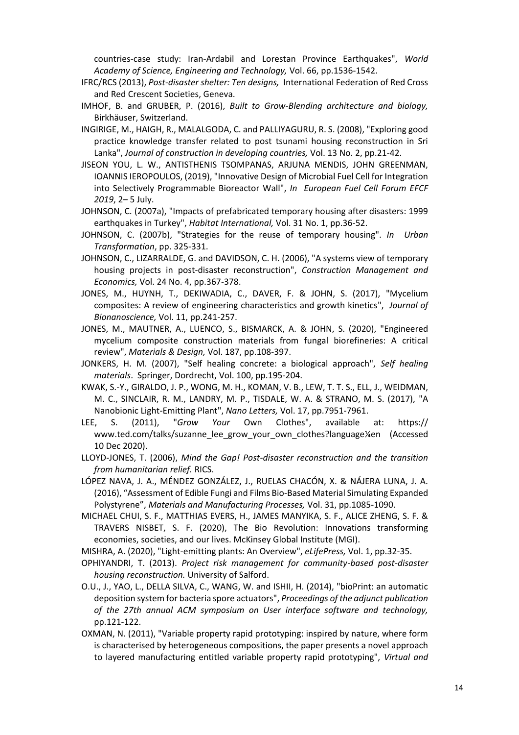countries-case study: Iran-Ardabil and Lorestan Province Earthquakes", *World Academy of Science, Engineering and Technology,* Vol. 66, pp.1536-1542.

IFRC/RCS (2013), *Post-disaster shelter: Ten designs,* International Federation of Red Cross and Red Crescent Societies, Geneva.

IMHOF, B. and GRUBER, P. (2016), *Built to Grow-Blending architecture and biology,* Birkhäuser, Switzerland.

INGIRIGE, M., HAIGH, R., MALALGODA, C. and PALLIYAGURU, R. S. (2008), "Exploring good practice knowledge transfer related to post tsunami housing reconstruction in Sri Lanka", *Journal of construction in developing countries,* Vol. 13 No. 2, pp.21-42.

JISEON YOU, L. W., ANTISTHENIS TSOMPANAS, ARJUNA MENDIS, JOHN GREENMAN, IOANNIS IEROPOULOS, (2019), "Innovative Design of Microbial Fuel Cell for Integration into Selectively Programmable Bioreactor Wall", *In European Fuel Cell Forum EFCF 2019*, 2– 5 July.

JOHNSON, C. (2007a), "Impacts of prefabricated temporary housing after disasters: 1999 earthquakes in Turkey", *Habitat International,* Vol. 31 No. 1, pp.36-52.

JOHNSON, C. (2007b), "Strategies for the reuse of temporary housing". *In Urban Transformation*, pp. 325-331.

JOHNSON, C., LIZARRALDE, G. and DAVIDSON, C. H. (2006), "A systems view of temporary housing projects in post-disaster reconstruction", *Construction Management and Economics,* Vol. 24 No. 4, pp.367-378.

JONES, M., HUYNH, T., DEKIWADIA, C., DAVER, F. & JOHN, S. (2017), "Mycelium composites: A review of engineering characteristics and growth kinetics", *Journal of Bionanoscience,* Vol. 11, pp.241-257.

JONES, M., MAUTNER, A., LUENCO, S., BISMARCK, A. & JOHN, S. (2020), "Engineered mycelium composite construction materials from fungal biorefineries: A critical review", *Materials & Design,* Vol. 187, pp.108-397.

JONKERS, H. M. (2007), "Self healing concrete: a biological approach", *Self healing materials*. Springer, Dordrecht, Vol. 100, pp.195-204.

KWAK, S.-Y., GIRALDO, J. P., WONG, M. H., KOMAN, V. B., LEW, T. T. S., ELL, J., WEIDMAN, M. C., SINCLAIR, R. M., LANDRY, M. P., TISDALE, W. A. & STRANO, M. S. (2017), "A Nanobionic Light-Emitting Plant", *Nano Letters,* Vol. 17, pp.7951-7961.

LEE, S. (2011), "*Grow Your* Own Clothes", available at: https:// www.ted.com/talks/suzanne_lee_grow_your_own_clothes?language¼en (Accessed 10 Dec 2020).

LLOYD-JONES, T. (2006), *Mind the Gap! Post-disaster reconstruction and the transition from humanitarian relief.* RICS.

LÓPEZ NAVA, J. A., MÉNDEZ GONZÁLEZ, J., RUELAS CHACÓN, X. & NÁJERA LUNA, J. A. (2016), "Assessment of Edible Fungi and Films Bio-Based Material Simulating Expanded Polystyrene", *Materials and Manufacturing Processes,* Vol. 31, pp.1085-1090.

MICHAEL CHUI, S. F., MATTHIAS EVERS, H., JAMES MANYIKA, S. F., ALICE ZHENG, S. F. & TRAVERS NISBET, S. F. (2020), The Bio Revolution: Innovations transforming economies, societies, and our lives. McKinsey Global Institute (MGI).

MISHRA, A. (2020), "Light-emitting plants: An Overview", *eLifePress,* Vol. 1, pp.32-35.

OPHIYANDRI, T. (2013). *Project risk management for community-based post-disaster housing reconstruction.* University of Salford.

O.U., J., YAO, L., DELLA SILVA, C., WANG, W. and ISHII, H. (2014), "bioPrint: an automatic deposition system for bacteria spore actuators", *Proceedings of the adjunct publication of the 27th annual ACM symposium on User interface software and technology,* pp.121-122.

OXMAN, N. (2011), "Variable property rapid prototyping: inspired by nature, where form is characterised by heterogeneous compositions, the paper presents a novel approach to layered manufacturing entitled variable property rapid prototyping", *Virtual and*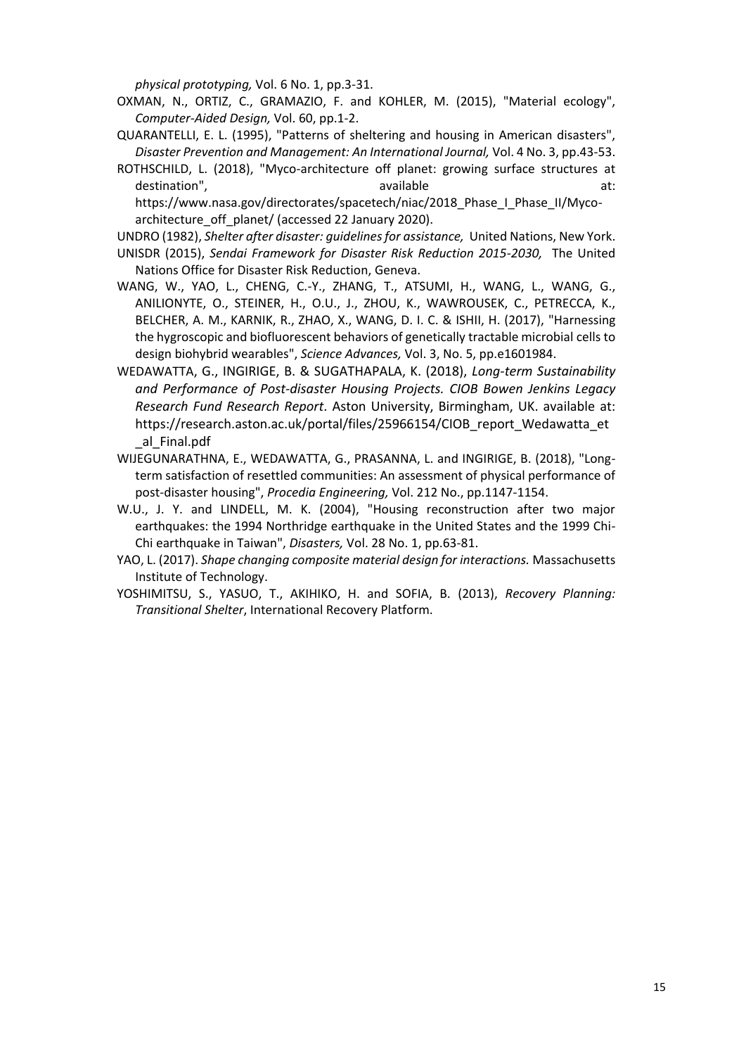*physical prototyping,* Vol. 6 No. 1, pp.3-31.

OXMAN, N., ORTIZ, C., GRAMAZIO, F. and KOHLER, M. (2015), "Material ecology", *Computer-Aided Design,* Vol. 60, pp.1-2.

QUARANTELLI, E. L. (1995), "Patterns of sheltering and housing in American disasters", *Disaster Prevention and Management: An International Journal,* Vol. 4 No. 3, pp.43-53.

ROTHSCHILD, L. (2018), "Myco-architecture off planet: growing surface structures at destination", available at: https://www.nasa.gov/directorates/spacetech/niac/2018_Phase_I_Phase_II/Myco-architecture_off_planet/ (accessed 22 January 2020).

UNDRO (1982), *Shelter after disaster: guidelines for assistance,* United Nations, New York.

UNISDR (2015), *Sendai Framework for Disaster Risk Reduction 2015-2030,* The United Nations Office for Disaster Risk Reduction, Geneva.

WANG, W., YAO, L., CHENG, C.-Y., ZHANG, T., ATSUMI, H., WANG, L., WANG, G., ANILIONYTE, O., STEINER, H., O.U., J., ZHOU, K., WAWROUSEK, C., PETRECCA, K., BELCHER, A. M., KARNIK, R., ZHAO, X., WANG, D. I. C. & ISHII, H. (2017), "Harnessing the hygroscopic and biofluorescent behaviors of genetically tractable microbial cells to design biohybrid wearables", *Science Advances,* Vol. 3, No. 5, pp.e1601984.

WEDAWATTA, G., INGIRIGE, B. & SUGATHAPALA, K. (2018), *Long-term Sustainability and Performance of Post-disaster Housing Projects. CIOB Bowen Jenkins Legacy Research Fund Research Report*. Aston University, Birmingham, UK. available at: https://research.aston.ac.uk/portal/files/25966154/CIOB_report_Wedawatta_et_al_Final.pdf

WIJEGUNARATHNA, E., WEDAWATTA, G., PRASANNA, L. and INGIRIGE, B. (2018), "Long-term satisfaction of resettled communities: An assessment of physical performance of post-disaster housing", *Procedia Engineering,* Vol. 212 No., pp.1147-1154.

W.U., J. Y. and LINDELL, M. K. (2004), "Housing reconstruction after two major earthquakes: the 1994 Northridge earthquake in the United States and the 1999 Chi-Chi earthquake in Taiwan", *Disasters,* Vol. 28 No. 1, pp.63-81.

YAO, L. (2017). *Shape changing composite material design for interactions.* Massachusetts Institute of Technology.

YOSHIMITSU, S., YASUO, T., AKIHIKO, H. and SOFIA, B. (2013), *Recovery Planning: Transitional Shelter*, International Recovery Platform.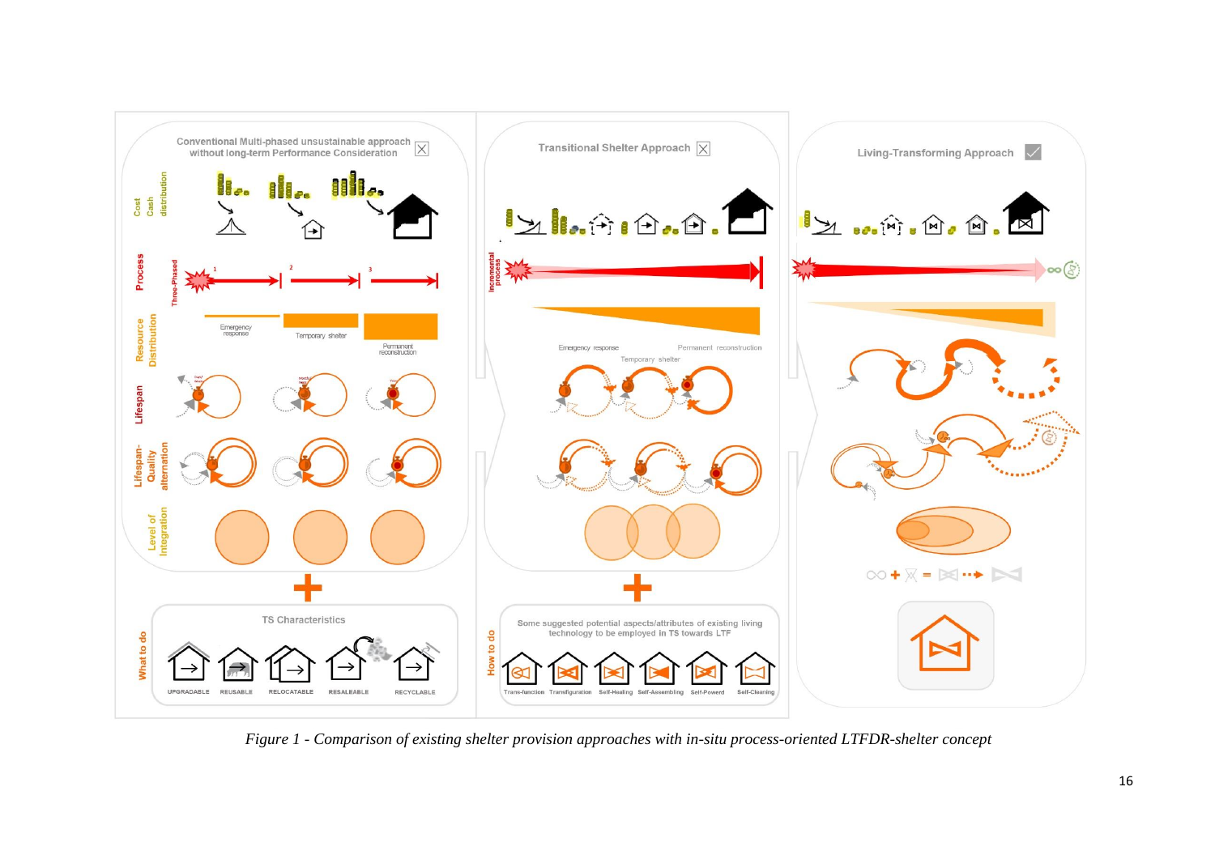*Figure 1 - Comparison of existing shelter provision approaches with in-situ process-oriented LTFDR-shelter concept*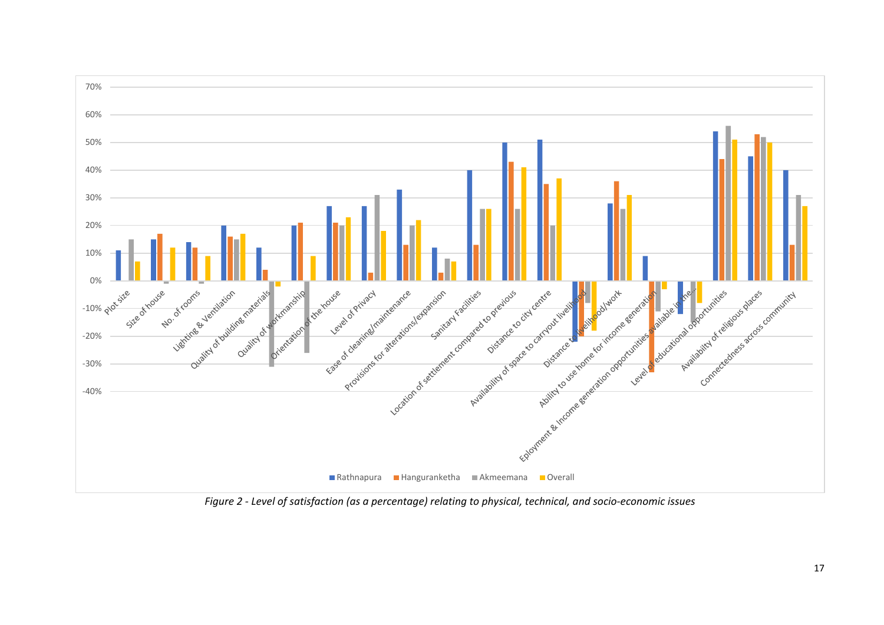70%
60%
50%
40%
30%
20%
10%
0%
-10%
-20%
-30%
-40%

Plot size
Size of house
No. of rooms
Lighting & Ventilation
Quality of building materials
Quality of workmanship
Orientation of the house
Level of Privacy
Ease of cleaning/maintenance
Provisions for alterations/expansion
Sanitary Facilities
Location of settlement compared to previous
Distance to city centre
Availability of space to carryout livelihood
Distance to livelihood/work
Ability to use home for income generation
Eployment & Income generation opportunities available in the...
Level of educational opportunities
Availabilty of religious places
Connectedness across community

Rathnapura
Hanguranketha
Akmeemana
Overall

*Figure 2 - Level of satisfaction (as a percentage) relating to physical, technical, and socio-economic issues*